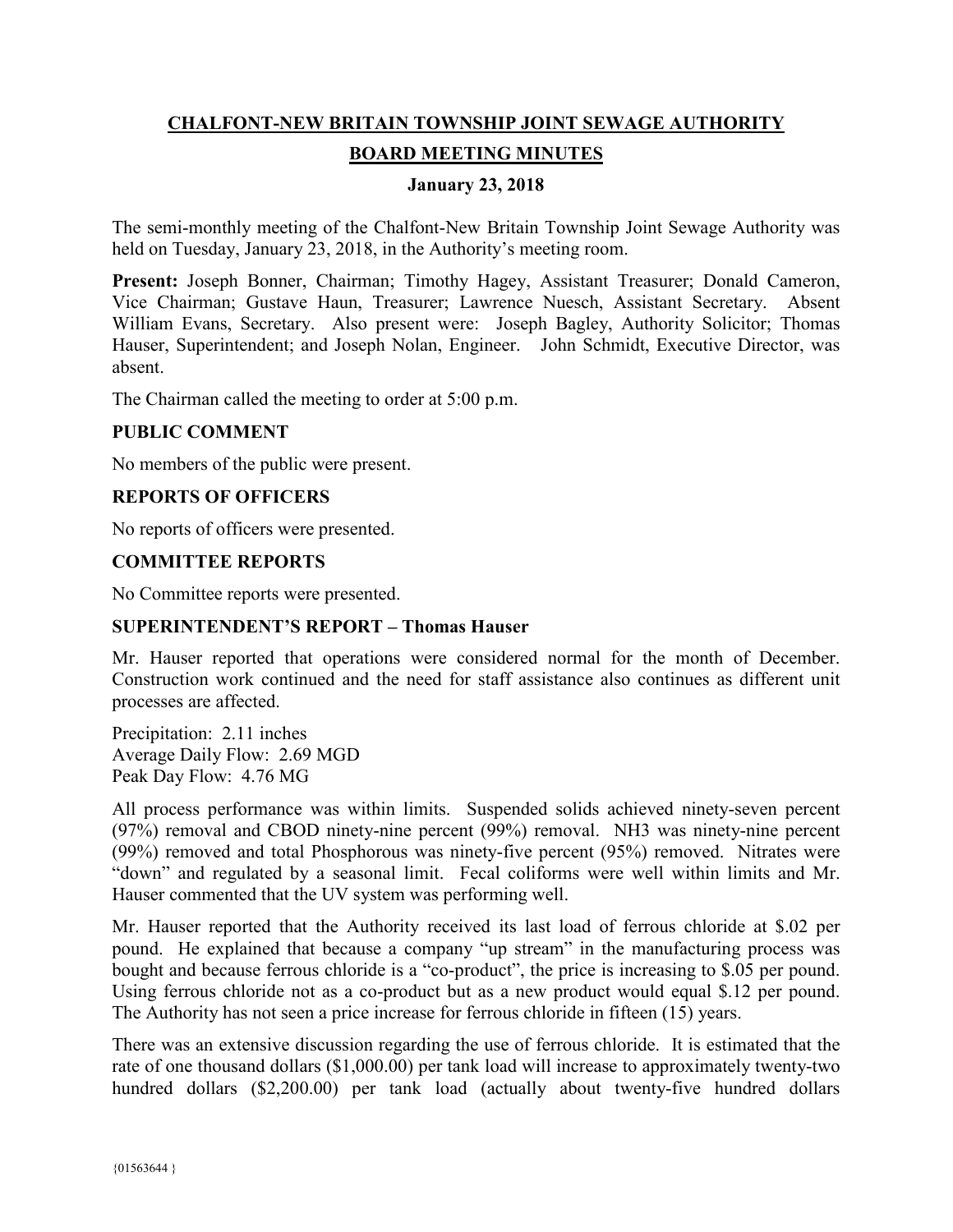# CHALFONT-NEW BRITAIN TOWNSHIP JOINT SEWAGE AUTHORITY

## BOARD MEETING MINUTES

### January 23, 2018

The semi-monthly meeting of the Chalfont-New Britain Township Joint Sewage Authority was held on Tuesday, January 23, 2018, in the Authority's meeting room.

**Present:** Joseph Bonner, Chairman; Timothy Hagey, Assistant Treasurer; Donald Cameron, Vice Chairman; Gustave Haun, Treasurer; Lawrence Nuesch, Assistant Secretary. Absent William Evans, Secretary. Also present were: Joseph Bagley, Authority Solicitor; Thomas Hauser, Superintendent; and Joseph Nolan, Engineer. John Schmidt, Executive Director, was absent.

The Chairman called the meeting to order at 5:00 p.m.

### PUBLIC COMMENT

No members of the public were present.

### REPORTS OF OFFICERS

No reports of officers were presented.

### COMMITTEE REPORTS

No Committee reports were presented.

### SUPERINTENDENT'S REPORT – Thomas Hauser

Mr. Hauser reported that operations were considered normal for the month of December. Construction work continued and the need for staff assistance also continues as different unit processes are affected.

Precipitation: 2.11 inches
Average Daily Flow: 2.69 MGD
Peak Day Flow: 4.76 MG

All process performance was within limits. Suspended solids achieved ninety-seven percent (97%) removal and CBOD ninety-nine percent (99%) removal. $NH_3$ was ninety-nine percent (99%) removed and total Phosphorous was ninety-five percent (95%) removed. Nitrates were "down" and regulated by a seasonal limit. Fecal coliforms were well within limits and Mr. Hauser commented that the UV system was performing well.

Mr. Hauser reported that the Authority received its last load of ferrous chloride at $.02 per pound. He explained that because a company "up stream" in the manufacturing process was bought and because ferrous chloride is a "co-product", the price is increasing to $.05 per pound. Using ferrous chloride not as a co-product but as a new product would equal $.12 per pound. The Authority has not seen a price increase for ferrous chloride in fifteen (15) years.

There was an extensive discussion regarding the use of ferrous chloride. It is estimated that the rate of one thousand dollars ($1,000.00) per tank load will increase to approximately twenty-two hundred dollars ($2,200.00) per tank load (actually about twenty-five hundred dollars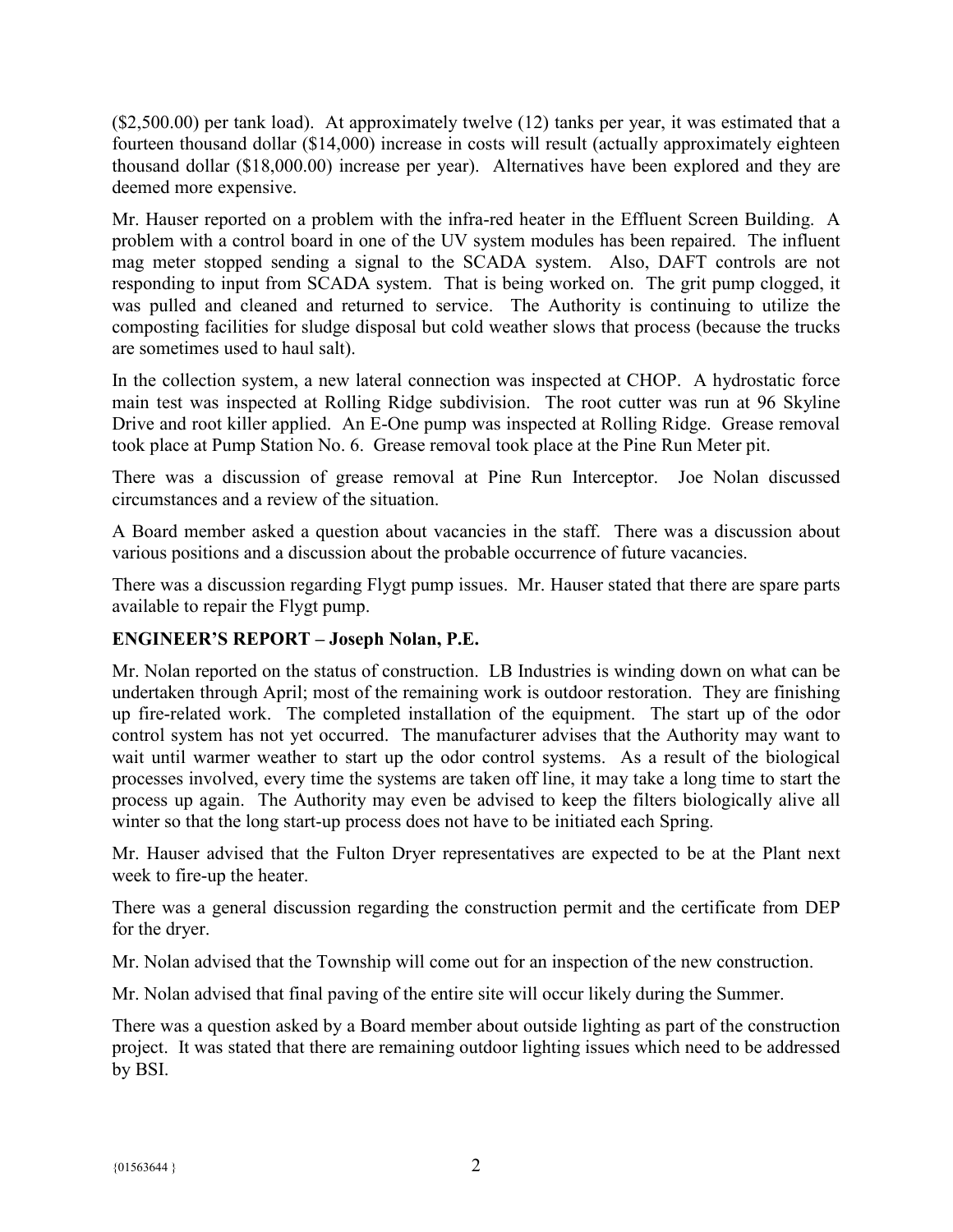($2,500.00) per tank load). At approximately twelve (12) tanks per year, it was estimated that a fourteen thousand dollar ($14,000) increase in costs will result (actually approximately eighteen thousand dollar ($18,000.00) increase per year). Alternatives have been explored and they are deemed more expensive.

Mr. Hauser reported on a problem with the infra-red heater in the Effluent Screen Building. A problem with a control board in one of the UV system modules has been repaired. The influent mag meter stopped sending a signal to the SCADA system. Also, DAFT controls are not responding to input from SCADA system. That is being worked on. The grit pump clogged, it was pulled and cleaned and returned to service. The Authority is continuing to utilize the composting facilities for sludge disposal but cold weather slows that process (because the trucks are sometimes used to haul salt).

In the collection system, a new lateral connection was inspected at CHOP. A hydrostatic force main test was inspected at Rolling Ridge subdivision. The root cutter was run at 96 Skyline Drive and root killer applied. An E-One pump was inspected at Rolling Ridge. Grease removal took place at Pump Station No. 6. Grease removal took place at the Pine Run Meter pit.

There was a discussion of grease removal at Pine Run Interceptor. Joe Nolan discussed circumstances and a review of the situation.

A Board member asked a question about vacancies in the staff. There was a discussion about various positions and a discussion about the probable occurrence of future vacancies.

There was a discussion regarding Flygt pump issues. Mr. Hauser stated that there are spare parts available to repair the Flygt pump.

**ENGINEER'S REPORT – Joseph Nolan, P.E.**

Mr. Nolan reported on the status of construction. LB Industries is winding down on what can be undertaken through April; most of the remaining work is outdoor restoration. They are finishing up fire-related work. The completed installation of the equipment. The start up of the odor control system has not yet occurred. The manufacturer advises that the Authority may want to wait until warmer weather to start up the odor control systems. As a result of the biological processes involved, every time the systems are taken off line, it may take a long time to start the process up again. The Authority may even be advised to keep the filters biologically alive all winter so that the long start-up process does not have to be initiated each Spring.

Mr. Hauser advised that the Fulton Dryer representatives are expected to be at the Plant next week to fire-up the heater.

There was a general discussion regarding the construction permit and the certificate from DEP for the dryer.

Mr. Nolan advised that the Township will come out for an inspection of the new construction.

Mr. Nolan advised that final paving of the entire site will occur likely during the Summer.

There was a question asked by a Board member about outside lighting as part of the construction project. It was stated that there are remaining outdoor lighting issues which need to be addressed by BSI.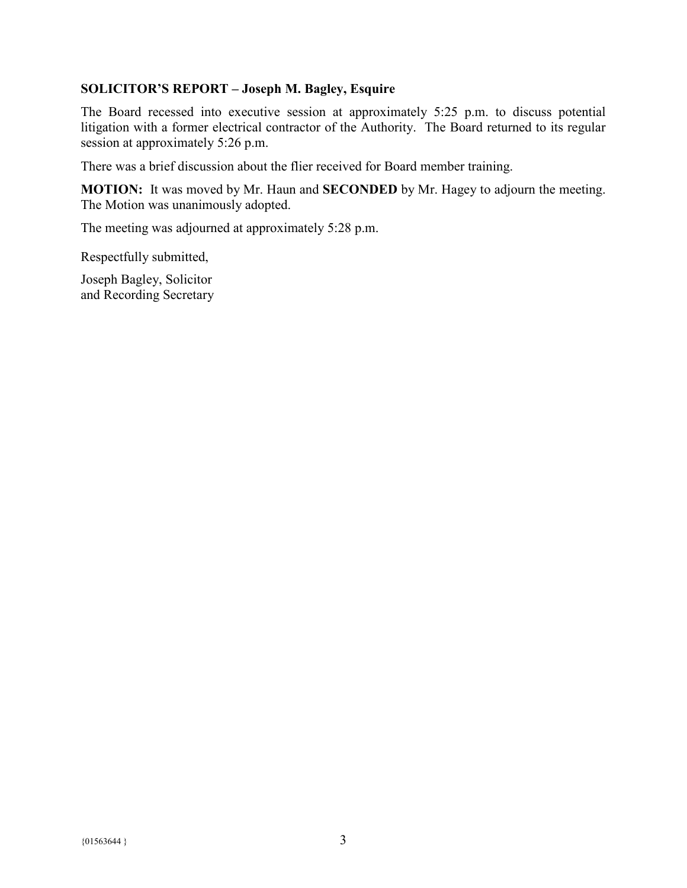**SOLICITOR'S REPORT – Joseph M. Bagley, Esquire**

The Board recessed into executive session at approximately 5:25 p.m. to discuss potential litigation with a former electrical contractor of the Authority. The Board returned to its regular session at approximately 5:26 p.m.

There was a brief discussion about the flier received for Board member training.

**MOTION:** It was moved by Mr. Haun and **SECONDED** by Mr. Hagey to adjourn the meeting. The Motion was unanimously adopted.

The meeting was adjourned at approximately 5:28 p.m.

Respectfully submitted,

Joseph Bagley, Solicitor
and Recording Secretary

{01563644 }